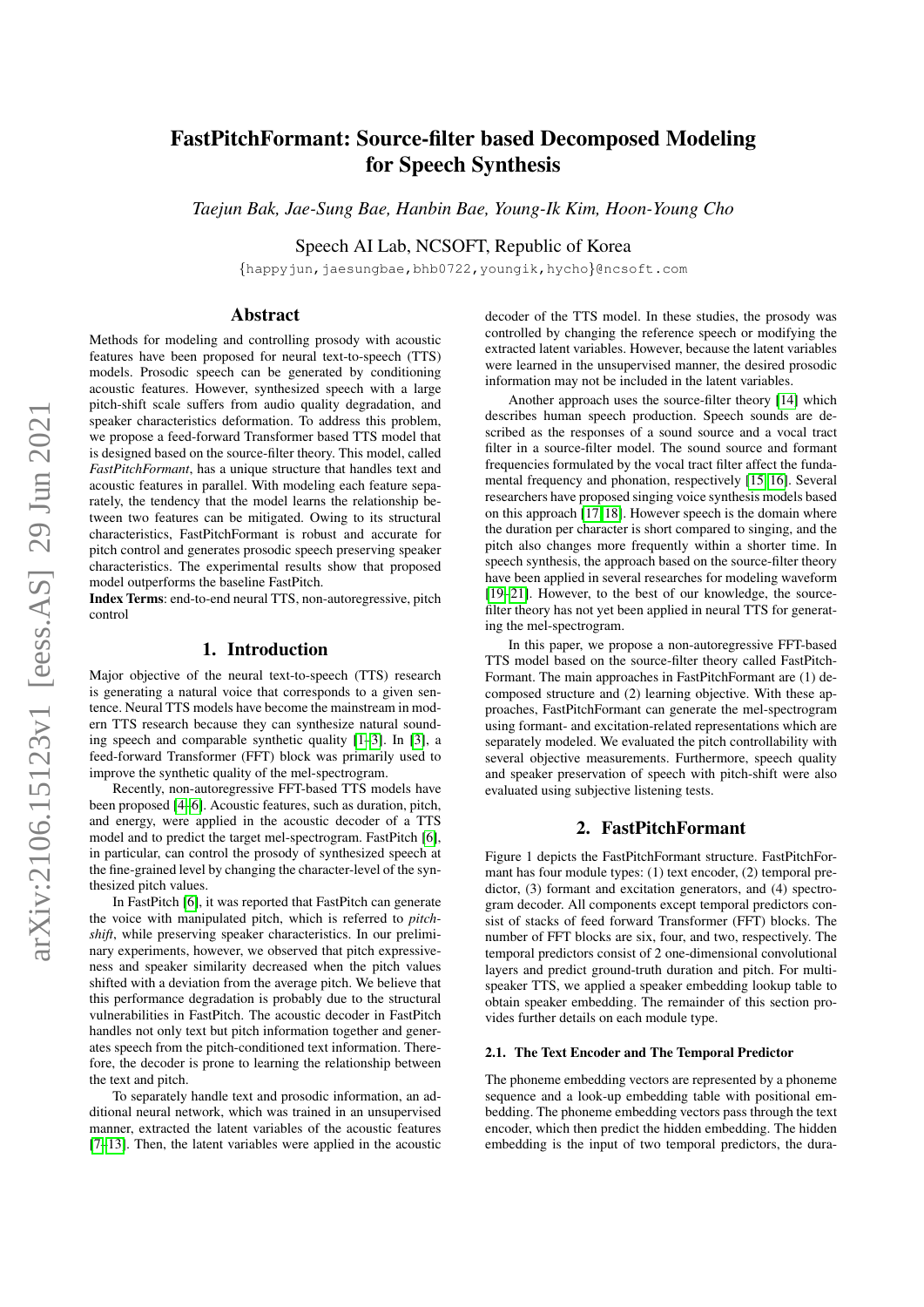# FastPitchFormant: Source-filter based Decomposed Modeling for Speech Synthesis

*Taejun Bak, Jae-Sung Bae, Hanbin Bae, Young-Ik Kim, Hoon-Young Cho*

Speech AI Lab, NCSOFT, Republic of Korea

{happyjun,jaesungbae,bhb0722,youngik,hycho}@ncsoft.com

## Abstract

Methods for modeling and controlling prosody with acoustic features have been proposed for neural text-to-speech (TTS) models. Prosodic speech can be generated by conditioning acoustic features. However, synthesized speech with a large pitch-shift scale suffers from audio quality degradation, and speaker characteristics deformation. To address this problem, we propose a feed-forward Transformer based TTS model that is designed based on the source-filter theory. This model, called *FastPitchFormant*, has a unique structure that handles text and acoustic features in parallel. With modeling each feature separately, the tendency that the model learns the relationship between two features can be mitigated. Owing to its structural characteristics, FastPitchFormant is robust and accurate for pitch control and generates prosodic speech preserving speaker characteristics. The experimental results show that proposed model outperforms the baseline FastPitch.

**Index Terms**: end-to-end neural TTS, non-autoregressive, pitch control

## 1. Introduction

Major objective of the neural text-to-speech (TTS) research is generating a natural voice that corresponds to a given sentence. Neural TTS models have become the mainstream in modern TTS research because they can synthesize natural sounding speech and comparable synthetic quality [1–3]. In [3], a feed-forward Transformer (FFT) block was primarily used to improve the synthetic quality of the mel-spectrogram.

Recently, non-autoregressive FFT-based TTS models have been proposed [4–6]. Acoustic features, such as duration, pitch, and energy, were applied in the acoustic decoder of a TTS model and to predict the target mel-spectrogram. FastPitch [6], in particular, can control the prosody of synthesized speech at the fine-grained level by changing the character-level of the synthesized pitch values.

In FastPitch [6], it was reported that FastPitch can generate the voice with manipulated pitch, which is referred to *pitch-shift*, while preserving speaker characteristics. In our preliminary experiments, however, we observed that pitch expressiveness and speaker similarity decreased when the pitch values shifted with a deviation from the average pitch. We believe that this performance degradation is probably due to the structural vulnerabilities in FastPitch. The acoustic decoder in FastPitch handles not only text but pitch information together and generates speech from the pitch-conditioned text information. Therefore, the decoder is prone to learning the relationship between the text and pitch.

To separately handle text and prosodic information, an additional neural network, which was trained in an unsupervised manner, extracted the latent variables of the acoustic features [7–13]. Then, the latent variables were applied in the acoustic decoder of the TTS model. In these studies, the prosody was controlled by changing the reference speech or modifying the extracted latent variables. However, because the latent variables were learned in the unsupervised manner, the desired prosodic information may not be included in the latent variables.

Another approach uses the source-filter theory [14] which describes human speech production. Speech sounds are described as the responses of a sound source and a vocal tract filter in a source-filter model. The sound source and formant frequencies formulated by the vocal tract filter affect the fundamental frequency and phonation, respectively [15, 16]. Several researchers have proposed singing voice synthesis models based on this approach [17, 18]. However speech is the domain where the duration per character is short compared to singing, and the pitch also changes more frequently within a shorter time. In speech synthesis, the approach based on the source-filter theory have been applied in several researches for modeling waveform [19–21]. However, to the best of our knowledge, the source-filter theory has not yet been applied in neural TTS for generating the mel-spectrogram.

In this paper, we propose a non-autoregressive FFT-based TTS model based on the source-filter theory called FastPitchFormant. The main approaches in FastPitchFormant are (1) decomposed structure and (2) learning objective. With these approaches, FastPitchFormant can generate the mel-spectrogram using formant- and excitation-related representations which are separately modeled. We evaluated the pitch controllability with several objective measurements. Furthermore, speech quality and speaker preservation of speech with pitch-shift were also evaluated using subjective listening tests.

## 2. FastPitchFormant

Figure 1 depicts the FastPitchFormant structure. FastPitchFormant has four module types: (1) text encoder, (2) temporal predictor, (3) formant and excitation generators, and (4) spectrogram decoder. All components except temporal predictors consist of stacks of feed forward Transformer (FFT) blocks. The number of FFT blocks are six, four, and two, respectively. The temporal predictors consist of 2 one-dimensional convolutional layers and predict ground-truth duration and pitch. For multi-speaker TTS, we applied a speaker embedding lookup table to obtain speaker embedding. The remainder of this section provides further details on each module type.

### 2.1. The Text Encoder and The Temporal Predictor

The phoneme embedding vectors are represented by a phoneme sequence and a look-up embedding table with positional embedding. The phoneme embedding vectors pass through the text encoder, which then predict the hidden embedding. The hidden embedding is the input of two temporal predictors, the dura-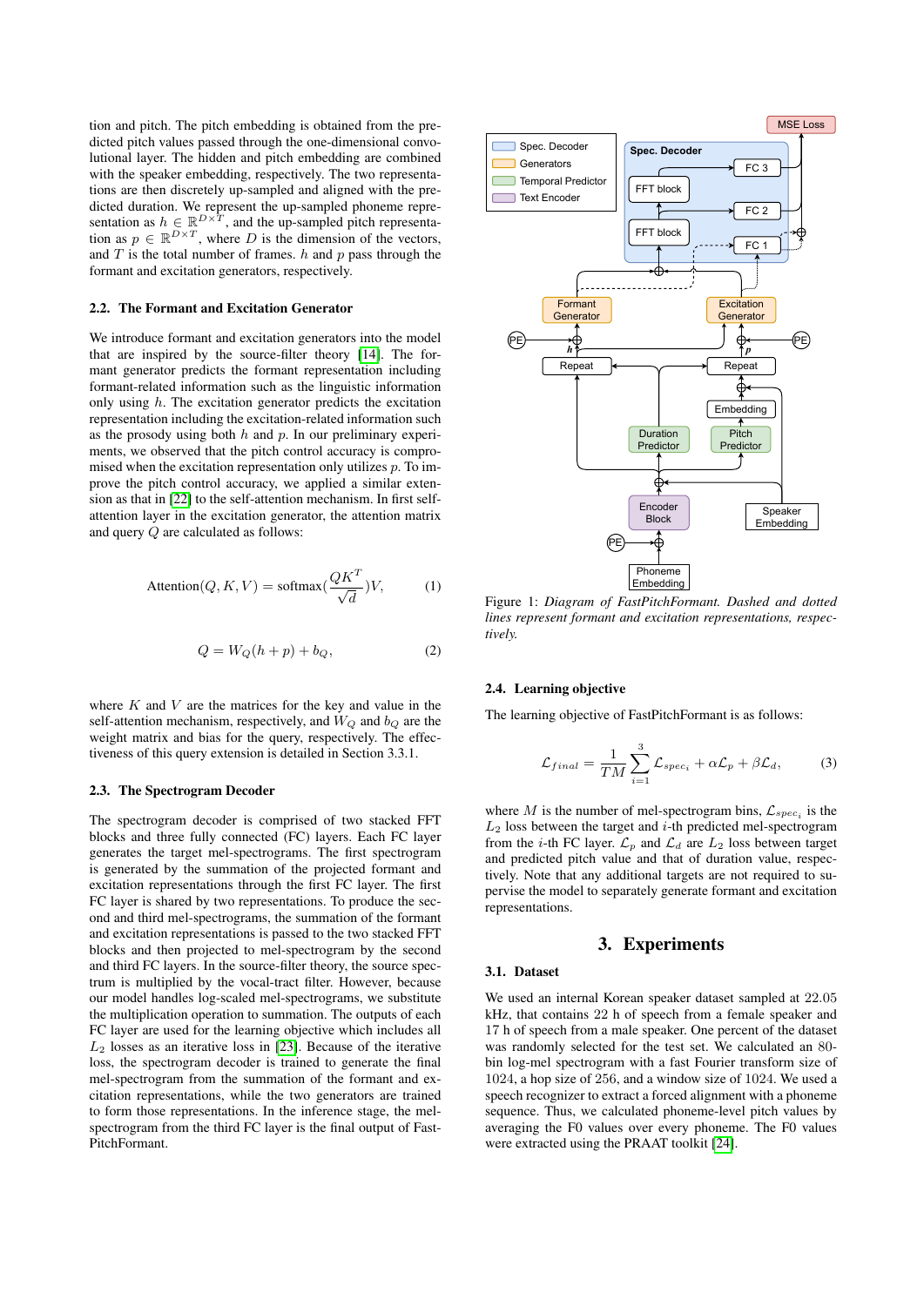tion and pitch. The pitch embedding is obtained from the predicted pitch values passed through the one-dimensional convolutional layer. The hidden and pitch embedding are combined with the speaker embedding, respectively. The two representations are then discretely up-sampled and aligned with the predicted duration. We represent the up-sampled phoneme representation as $h \in \mathbb{R}^{D \times T}$, and the up-sampled pitch representation as $p \in \mathbb{R}^{D \times T}$, where $D$ is the dimension of the vectors, and $T$ is the total number of frames. $h$ and $p$ pass through the formant and excitation generators, respectively.

### 2.2. The Formant and Excitation Generator

We introduce formant and excitation generators into the model that are inspired by the source-filter theory [14]. The formant generator predicts the formant representation including formant-related information such as the linguistic information only using $h$. The excitation generator predicts the excitation representation including the excitation-related information such as the prosody using both $h$ and $p$. In our preliminary experiments, we observed that the pitch control accuracy is compromised when the excitation representation only utilizes $p$. To improve the pitch control accuracy, we applied a similar extension as that in [22] to the self-attention mechanism. In first self-attention layer in the excitation generator, the attention matrix and query $Q$ are calculated as follows:

$$\text{Attention}(Q, K, V) = \text{softmax}(\frac{QK^T}{\sqrt{d}})V, \quad (1)$$

$$Q = W_Q(h + p) + b_Q, \quad (2)$$

where $K$ and $V$ are the matrices for the key and value in the self-attention mechanism, respectively, and $W_Q$ and $b_Q$ are the weight matrix and bias for the query, respectively. The effectiveness of this query extension is detailed in Section 3.3.1.

### 2.3. The Spectrogram Decoder

The spectrogram decoder is comprised of two stacked FFT blocks and three fully connected (FC) layers. Each FC layer generates the target mel-spectrograms. The first spectrogram is generated by the summation of the projected formant and excitation representations through the first FC layer. The first FC layer is shared by two representations. To produce the second and third mel-spectrograms, the summation of the formant and excitation representations is passed to the two stacked FFT blocks and then projected to mel-spectrogram by the second and third FC layers. In the source-filter theory, the source spectrum is multiplied by the vocal-tract filter. However, because our model handles log-scaled mel-spectrograms, we substitute the multiplication operation to summation. The outputs of each FC layer are used for the learning objective which includes all $L_2$ losses as an iterative loss in [23]. Because of the iterative loss, the spectrogram decoder is trained to generate the final mel-spectrogram from the summation of the formant and excitation representations, while the two generators are trained to form those representations. In the inference stage, the mel-spectrogram from the third FC layer is the final output of FastPitchFormant.

Figure 1: *Diagram of FastPitchFormant. Dashed and dotted lines represent formant and excitation representations, respectively.*

### 2.4. Learning objective

The learning objective of FastPitchFormant is as follows:

$$\mathcal{L}_{final} = \frac{1}{TM}\sum_{i=1}^{3}\mathcal{L}_{spec_i} + \alpha\mathcal{L}_p + \beta\mathcal{L}_d, \quad (3)$$

where $M$ is the number of mel-spectrogram bins, $\mathcal{L}_{spec_i}$ is the $L_2$ loss between the target and $i$-th predicted mel-spectrogram from the $i$-th FC layer. $\mathcal{L}_p$ and $\mathcal{L}_d$ are $L_2$ loss between target and predicted pitch value and that of duration value, respectively. Note that any additional targets are not required to supervise the model to separately generate formant and excitation representations.

## 3. Experiments

### 3.1. Dataset

We used an internal Korean speaker dataset sampled at 22.05 kHz, that contains 22 h of speech from a female speaker and 17 h of speech from a male speaker. One percent of the dataset was randomly selected for the test set. We calculated an 80-bin log-mel spectrogram with a fast Fourier transform size of 1024, a hop size of 256, and a window size of 1024. We used a speech recognizer to extract a forced alignment with a phoneme sequence. Thus, we calculated phoneme-level pitch values by averaging the F0 values over every phoneme. The F0 values were extracted using the PRAAT toolkit [24].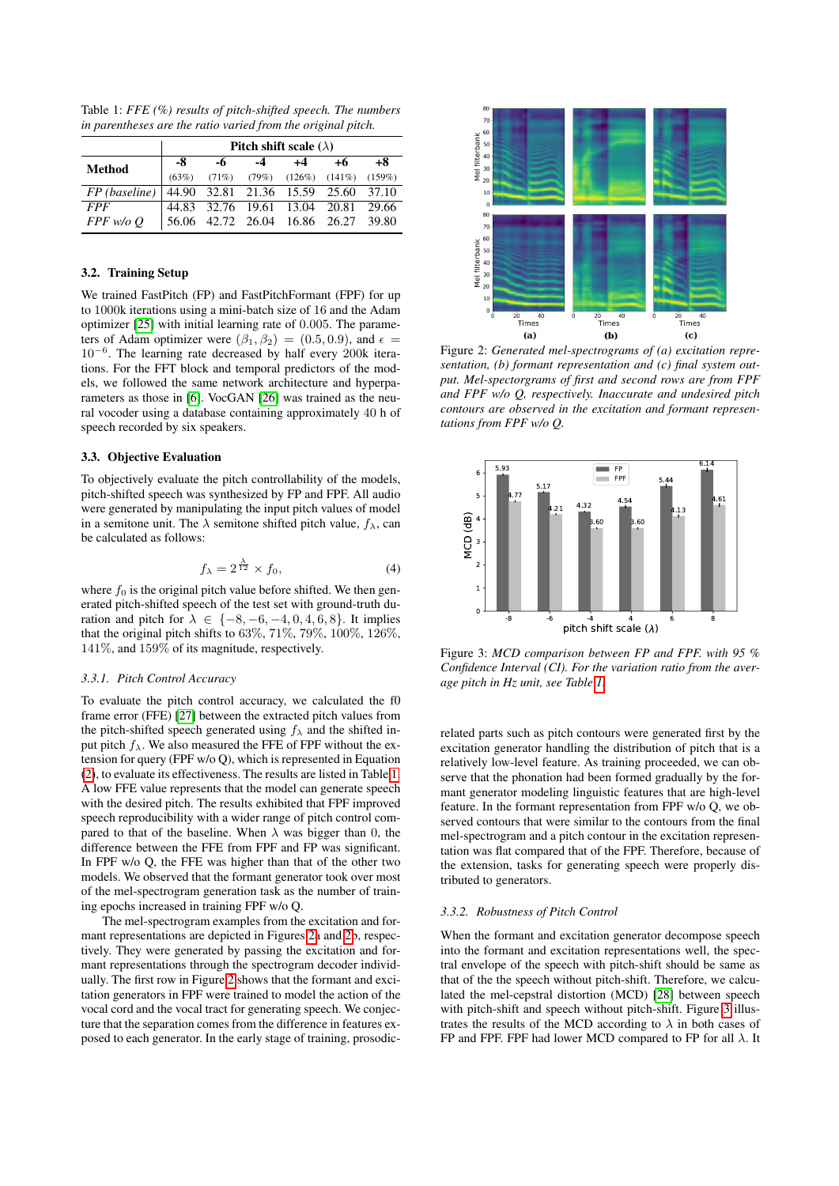Table 1: *FFE (%) results of pitch-shifted speech. The numbers in parentheses are the ratio varied from the original pitch.*

| Method | Pitch shift scale ($\lambda$) | | | | | |
|---|---|---|---|---|---|---|
| | -8 (63%) | -6 (71%) | -4 (79%) | +4 (126%) | +6 (141%) | +8 (159%) |
| *FP (baseline)* | 44.90 | 32.81 | 21.36 | 15.59 | 25.60 | 37.10 |
| *FPF* | 44.83 | 32.76 | 19.61 | 13.04 | 20.81 | 29.66 |
| *FPF w/o Q* | 56.06 | 42.72 | 26.04 | 16.86 | 26.27 | 39.80 |

### 3.2. Training Setup

We trained FastPitch (FP) and FastPitchFormant (FPF) for up to 1000k iterations using a mini-batch size of 16 and the Adam optimizer [25] with initial learning rate of 0.005. The parameters of Adam optimizer were $(\beta_1, \beta_2) = (0.5, 0.9)$, and $\epsilon = 10^{-6}$. The learning rate decreased by half every 200k iterations. For the FFT block and temporal predictors of the models, we followed the same network architecture and hyperparameters as those in [6]. VocGAN [26] was trained as the neural vocoder using a database containing approximately 40 h of speech recorded by six speakers.

### 3.3. Objective Evaluation

To objectively evaluate the pitch controllability of the models, pitch-shifted speech was synthesized by FP and FPF. All audio were generated by manipulating the input pitch values of model in a semitone unit. The $\lambda$ semitone shifted pitch value, $f_\lambda$, can be calculated as follows:

$$f_\lambda = 2^{\frac{\lambda}{12}} \times f_0, \tag{4}$$

where $f_0$ is the original pitch value before shifted. We then generated pitch-shifted speech of the test set with ground-truth duration and pitch for $\lambda \in \{-8, -6, -4, 0, 4, 6, 8\}$. It implies that the original pitch shifts to 63%, 71%, 79%, 100%, 126%, 141%, and 159% of its magnitude, respectively.

#### 3.3.1. Pitch Control Accuracy

To evaluate the pitch control accuracy, we calculated the f0 frame error (FFE) [27] between the extracted pitch values from the pitch-shifted speech generated using $f_\lambda$ and the shifted input pitch $f_\lambda$. We also measured the FFE of FPF without the extension for query (FPF w/o Q), which is represented in Equation (2), to evaluate its effectiveness. The results are listed in Table 1. A low FFE value represents that the model can generate speech with the desired pitch. The results exhibited that FPF improved speech reproducibility with a wider range of pitch control compared to that of the baseline. When $\lambda$ was bigger than 0, the difference between the FFE from FPF and FP was significant. In FPF w/o Q, the FFE was higher than that of the other two models. We observed that the formant generator took over most of the mel-spectrogram generation task as the number of training epochs increased in training FPF w/o Q.

The mel-spectrogram examples from the excitation and formant representations are depicted in Figures 2a and 2b, respectively. They were generated by passing the excitation and formant representations through the spectrogram decoder individually. The first row in Figure 2 shows that the formant and excitation generators in FPF were trained to model the action of the vocal cord and the vocal tract for generating speech. We conjecture that the separation comes from the difference in features exposed to each generator. In the early stages of training, prosodic-related parts such as pitch contours were generated first by the excitation generator handling the distribution of pitch that is a relatively low-level feature. As training proceeded, we can observe that the phonation had been formed gradually by the formant generator modeling linguistic features that are high-level feature. In the formant representation from FPF w/o Q, we observed contours that were similar to the contours from the final mel-spectrogram and a pitch contour in the excitation representation was flat compared that of the FPF. Therefore, because of the extension, tasks for generating speech were properly distributed to generators.

Figure 2: *Generated mel-spectrograms of (a) excitation representation, (b) formant representation and (c) final system output. Mel-spectorgrams of first and second rows are from FPF and FPF w/o Q, respectively. Inaccurate and undesired pitch contours are observed in the excitation and formant representations from FPF w/o Q.*

Figure 3: *MCD comparison between FP and FPF. with 95 % Confidence Interval (CI). For the variation ratio from the average pitch in Hz unit, see Table 1.*

#### 3.3.2. Robustness of Pitch Control

When the formant and excitation generator decompose speech into the formant and excitation representations well, the spectral envelope of the speech with pitch-shift should be same as that of the the speech without pitch-shift. Therefore, we calculated the mel-cepstral distortion (MCD) [28] between speech with pitch-shift and speech without pitch-shift. Figure 3 illustrates the results of the MCD according to $\lambda$ in both cases of FP and FPF. FPF had lower MCD compared to FP for all $\lambda$. It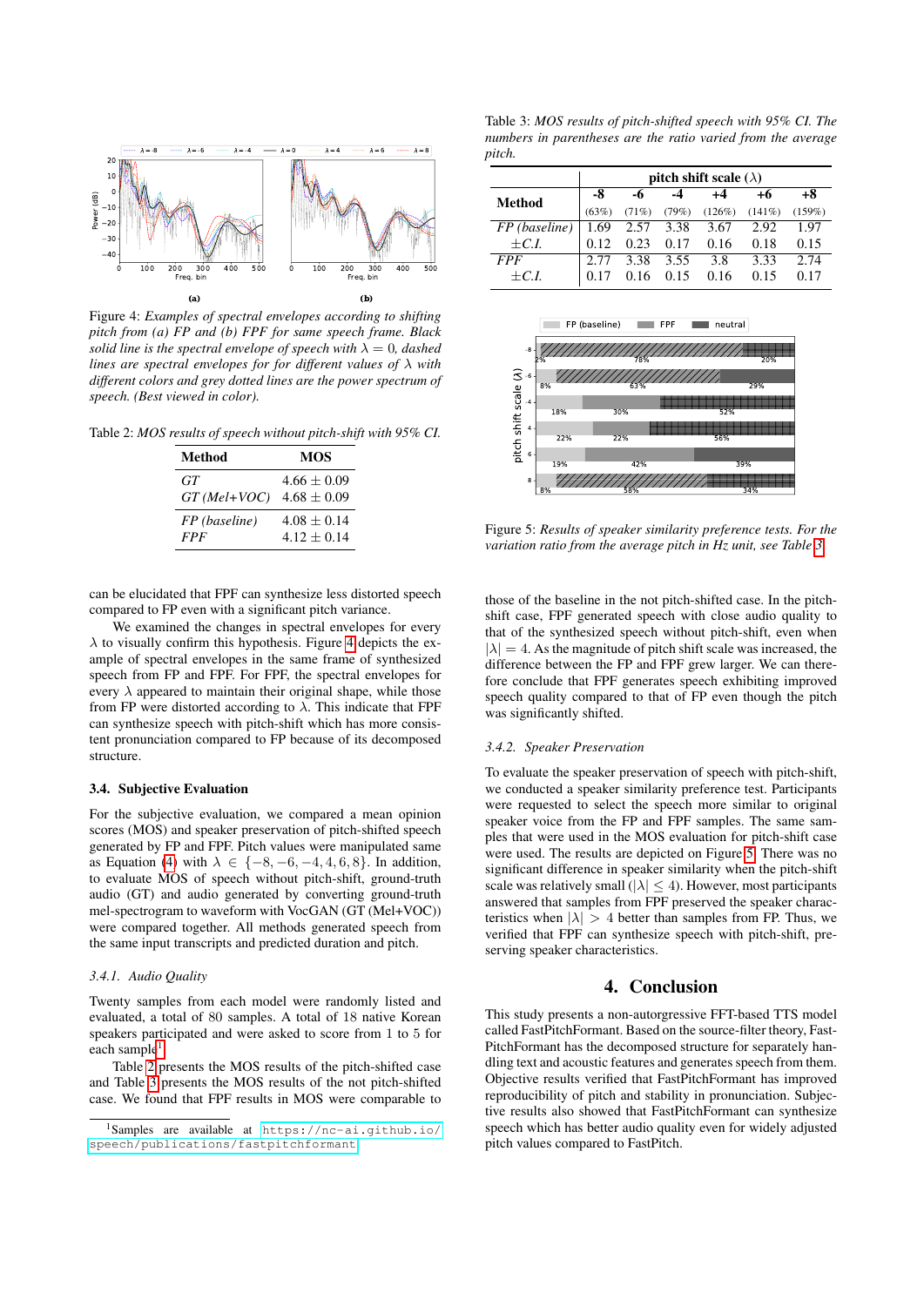Figure 4: *Examples of spectral envelopes according to shifting pitch from (a) FP and (b) FPF for same speech frame. Black solid line is the spectral envelope of speech with $\lambda = 0$, dashed lines are spectral envelopes for for different values of $\lambda$ with different colors and grey dotted lines are the power spectrum of speech. (Best viewed in color).*

Table 2: *MOS results of speech without pitch-shift with 95% CI.*

| Method | MOS |
|---|---|
| *GT* | 4.66 ± 0.09 |
| *GT (Mel+VOC)* | 4.68 ± 0.09 |
| *FP (baseline)* | 4.08 ± 0.14 |
| *FPF* | 4.12 ± 0.14 |

can be elucidated that FPF can synthesize less distorted speech compared to FP even with a significant pitch variance.

We examined the changes in spectral envelopes for every $\lambda$ to visually confirm this hypothesis. Figure 4 depicts the example of spectral envelopes in the same frame of synthesized speech from FP and FPF. For FPF, the spectral envelopes for every $\lambda$ appeared to maintain their original shape, while those from FP were distorted according to $\lambda$. This indicate that FPF can synthesize speech with pitch-shift which has more consistent pronunciation compared to FP because of its decomposed structure.

### 3.4. Subjective Evaluation

For the subjective evaluation, we compared a mean opinion scores (MOS) and speaker preservation of pitch-shifted speech generated by FP and FPF. Pitch values were manipulated same as Equation (4) with $\lambda \in \{-8, -6, -4, 4, 6, 8\}$. In addition, to evaluate MOS of speech without pitch-shift, ground-truth audio (GT) and audio generated by converting ground-truth mel-spectrogram to waveform with VocGAN (GT (Mel+VOC)) were compared together. All methods generated speech from the same input transcripts and predicted duration and pitch.

#### 3.4.1. Audio Quality

Twenty samples from each model were randomly listed and evaluated, a total of 80 samples. A total of 18 native Korean speakers participated and were asked to score from 1 to 5 for each sample[1].

Table 2 presents the MOS results of the pitch-shifted case and Table 3 presents the MOS results of the not pitch-shifted case. We found that FPF results in MOS were comparable to those of the baseline in the not pitch-shifted case. In the pitch-shift case, FPF generated speech with close audio quality to that of the synthesized speech without pitch-shift, even when $|\lambda| = 4$. As the magnitude of pitch shift scale was increased, the difference between the FP and FPF grew larger. We can therefore conclude that FPF generates speech exhibiting improved speech quality compared to that of FP even though the pitch was significantly shifted.

[1] Samples are available at https://nc-ai.github.io/speech/publications/fastpitchformant

Table 3: *MOS results of pitch-shifted speech with 95% CI. The numbers in parentheses are the ratio varied from the average pitch.*

| Method | pitch shift scale ($\lambda$) | | | | | |
|---|---|---|---|---|---|---|
| | -8 (63%) | -6 (71%) | -4 (79%) | +4 (126%) | +6 (141%) | +8 (159%) |
| *FP (baseline)* | 1.69 | 2.57 | 3.38 | 3.67 | 2.92 | 1.97 |
| *±C.I.* | 0.12 | 0.23 | 0.17 | 0.16 | 0.18 | 0.15 |
| *FPF* | 2.77 | 3.38 | 3.55 | 3.8 | 3.33 | 2.74 |
| *±C.I.* | 0.17 | 0.16 | 0.15 | 0.16 | 0.15 | 0.17 |

Figure 5: *Results of speaker similarity preference tests. For the variation ratio from the average pitch in Hz unit, see Table 3.*

#### 3.4.2. Speaker Preservation

To evaluate the speaker preservation of speech with pitch-shift, we conducted a speaker similarity preference test. Participants were requested to select the speech more similar to original speaker voice from the FP and FPF samples. The same samples that were used in the MOS evaluation for pitch-shift case were used. The results are depicted on Figure 5. There was no significant difference in speaker similarity when the pitch-shift scale was relatively small ($|\lambda| \leq 4$). However, most participants answered that samples from FPF preserved the speaker characteristics when $|\lambda| > 4$ better than samples from FP. Thus, we verified that FPF can synthesize speech with pitch-shift, preserving speaker characteristics.

## 4. Conclusion

This study presents a non-autorgressive FFT-based TTS model called FastPitchFormant. Based on the source-filter theory, FastPitchFormant has the decomposed structure for separately handling text and acoustic features and generates speech from them. Objective results verified that FastPitchFormant has improved reproducibility of pitch and stability in pronunciation. Subjective results also showed that FastPitchFormant can synthesize speech which has better audio quality even for widely adjusted pitch values compared to FastPitch.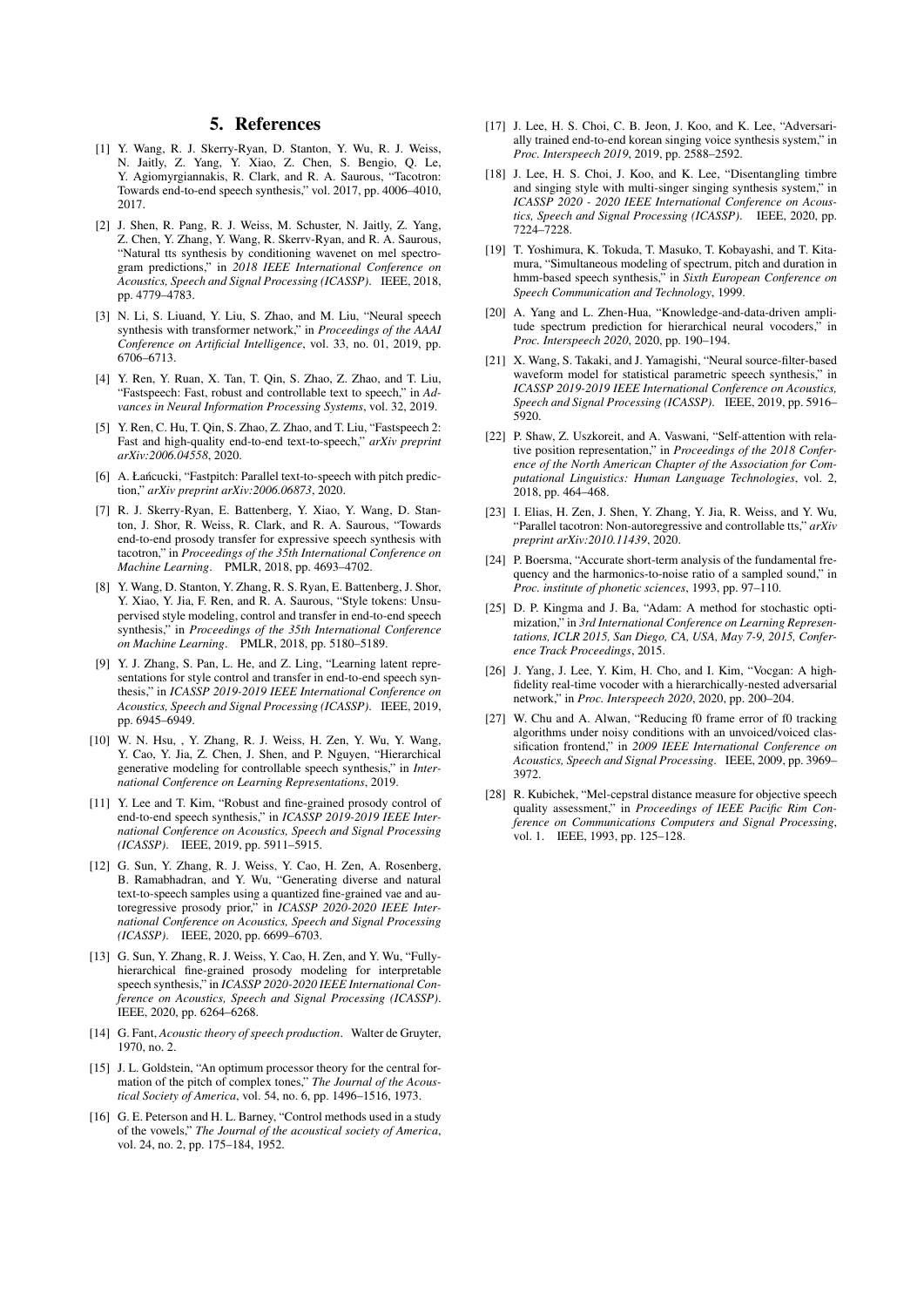## 5. References

[1] Y. Wang, R. J. Skerry-Ryan, D. Stanton, Y. Wu, R. J. Weiss, N. Jaitly, Z. Yang, Y. Xiao, Z. Chen, S. Bengio, Q. Le, Y. Agiomyrgiannakis, R. Clark, and R. A. Saurous, "Tacotron: Towards end-to-end speech synthesis," vol. 2017, pp. 4006–4010, 2017.

[2] J. Shen, R. Pang, R. J. Weiss, M. Schuster, N. Jaitly, Z. Yang, Z. Chen, Y. Zhang, Y. Wang, R. Skerrv-Ryan, and R. A. Saurous, "Natural tts synthesis by conditioning wavenet on mel spectrogram predictions," in *2018 IEEE International Conference on Acoustics, Speech and Signal Processing (ICASSP)*. IEEE, 2018, pp. 4779–4783.

[3] N. Li, S. Liuand, Y. Liu, S. Zhao, and M. Liu, "Neural speech synthesis with transformer network," in *Proceedings of the AAAI Conference on Artificial Intelligence*, vol. 33, no. 01, 2019, pp. 6706–6713.

[4] Y. Ren, Y. Ruan, X. Tan, T. Qin, S. Zhao, Z. Zhao, and T. Liu, "Fastspeech: Fast, robust and controllable text to speech," in *Advances in Neural Information Processing Systems*, vol. 32, 2019.

[5] Y. Ren, C. Hu, T. Qin, S. Zhao, Z. Zhao, and T. Liu, "Fastspeech 2: Fast and high-quality end-to-end text-to-speech," *arXiv preprint arXiv:2006.04558*, 2020.

[6] A. Łańcucki, "Fastpitch: Parallel text-to-speech with pitch prediction," *arXiv preprint arXiv:2006.06873*, 2020.

[7] R. J. Skerry-Ryan, E. Battenberg, Y. Xiao, Y. Wang, D. Stanton, J. Shor, R. Weiss, R. Clark, and R. A. Saurous, "Towards end-to-end prosody transfer for expressive speech synthesis with tacotron," in *Proceedings of the 35th International Conference on Machine Learning*. PMLR, 2018, pp. 4693–4702.

[8] Y. Wang, D. Stanton, Y. Zhang, R. S. Ryan, E. Battenberg, J. Shor, Y. Xiao, Y. Jia, F. Ren, and R. A. Saurous, "Style tokens: Unsupervised style modeling, control and transfer in end-to-end speech synthesis," in *Proceedings of the 35th International Conference on Machine Learning*. PMLR, 2018, pp. 5180–5189.

[9] Y. J. Zhang, S. Pan, L. He, and Z. Ling, "Learning latent representations for style control and transfer in end-to-end speech synthesis," in *ICASSP 2019-2019 IEEE International Conference on Acoustics, Speech and Signal Processing (ICASSP)*. IEEE, 2019, pp. 6945–6949.

[10] W. N. Hsu, , Y. Zhang, R. J. Weiss, H. Zen, Y. Wu, Y. Wang, Y. Cao, Y. Jia, Z. Chen, J. Shen, and P. Nguyen, "Hierarchical generative modeling for controllable speech synthesis," in *International Conference on Learning Representations*, 2019.

[11] Y. Lee and T. Kim, "Robust and fine-grained prosody control of end-to-end speech synthesis," in *ICASSP 2019-2019 IEEE International Conference on Acoustics, Speech and Signal Processing (ICASSP)*. IEEE, 2019, pp. 5911–5915.

[12] G. Sun, Y. Zhang, R. J. Weiss, Y. Cao, H. Zen, A. Rosenberg, B. Ramabhadran, and Y. Wu, "Generating diverse and natural text-to-speech samples using a quantized fine-grained vae and autoregressive prosody prior," in *ICASSP 2020-2020 IEEE International Conference on Acoustics, Speech and Signal Processing (ICASSP)*. IEEE, 2020, pp. 6699–6703.

[13] G. Sun, Y. Zhang, R. J. Weiss, Y. Cao, H. Zen, and Y. Wu, "Fully-hierarchical fine-grained prosody modeling for interpretable speech synthesis," in *ICASSP 2020-2020 IEEE International Conference on Acoustics, Speech and Signal Processing (ICASSP)*. IEEE, 2020, pp. 6264–6268.

[14] G. Fant, *Acoustic theory of speech production*. Walter de Gruyter, 1970, no. 2.

[15] J. L. Goldstein, "An optimum processor theory for the central formation of the pitch of complex tones," *The Journal of the Acoustical Society of America*, vol. 54, no. 6, pp. 1496–1516, 1973.

[16] G. E. Peterson and H. L. Barney, "Control methods used in a study of the vowels," *The Journal of the acoustical society of America*, vol. 24, no. 2, pp. 175–184, 1952.

[17] J. Lee, H. S. Choi, C. B. Jeon, J. Koo, and K. Lee, "Adversarially trained end-to-end korean singing voice synthesis system," in *Proc. Interspeech 2019*, 2019, pp. 2588–2592.

[18] J. Lee, H. S. Choi, J. Koo, and K. Lee, "Disentangling timbre and singing style with multi-singer singing synthesis system," in *ICASSP 2020 - 2020 IEEE International Conference on Acoustics, Speech and Signal Processing (ICASSP)*. IEEE, 2020, pp. 7224–7228.

[19] T. Yoshimura, K. Tokuda, T. Masuko, T. Kobayashi, and T. Kitamura, "Simultaneous modeling of spectrum, pitch and duration in hmm-based speech synthesis," in *Sixth European Conference on Speech Communication and Technology*, 1999.

[20] A. Yang and L. Zhen-Hua, "Knowledge-and-data-driven amplitude spectrum prediction for hierarchical neural vocoders," in *Proc. Interspeech 2020*, 2020, pp. 190–194.

[21] X. Wang, S. Takaki, and J. Yamagishi, "Neural source-filter-based waveform model for statistical parametric speech synthesis," in *ICASSP 2019-2019 IEEE International Conference on Acoustics, Speech and Signal Processing (ICASSP)*. IEEE, 2019, pp. 5916–5920.

[22] P. Shaw, Z. Uszkoreit, and A. Vaswani, "Self-attention with relative position representation," in *Proceedings of the 2018 Conference of the North American Chapter of the Association for Computational Linguistics: Human Language Technologies*, vol. 2, 2018, pp. 464–468.

[23] I. Elias, H. Zen, J. Shen, Y. Zhang, Y. Jia, R. Weiss, and Y. Wu, "Parallel tacotron: Non-autoregressive and controllable tts," *arXiv preprint arXiv:2010.11439*, 2020.

[24] P. Boersma, "Accurate short-term analysis of the fundamental frequency and the harmonics-to-noise ratio of a sampled sound," in *Proc. institute of phonetic sciences*, 1993, pp. 97–110.

[25] D. P. Kingma and J. Ba, "Adam: A method for stochastic optimization," in *3rd International Conference on Learning Representations, ICLR 2015, San Diego, CA, USA, May 7-9, 2015, Conference Track Proceedings*, 2015.

[26] J. Yang, J. Lee, Y. Kim, H. Cho, and I. Kim, "Vocgan: A high-fidelity real-time vocoder with a hierarchically-nested adversarial network," in *Proc. Interspeech 2020*, 2020, pp. 200–204.

[27] W. Chu and A. Alwan, "Reducing f0 frame error of f0 tracking algorithms under noisy conditions with an unvoiced/voiced classification frontend," in *2009 IEEE International Conference on Acoustics, Speech and Signal Processing*. IEEE, 2009, pp. 3969–3972.

[28] R. Kubichek, "Mel-cepstral distance measure for objective speech quality assessment," in *Proceedings of IEEE Pacific Rim Conference on Communications Computers and Signal Processing*, vol. 1. IEEE, 1993, pp. 125–128.